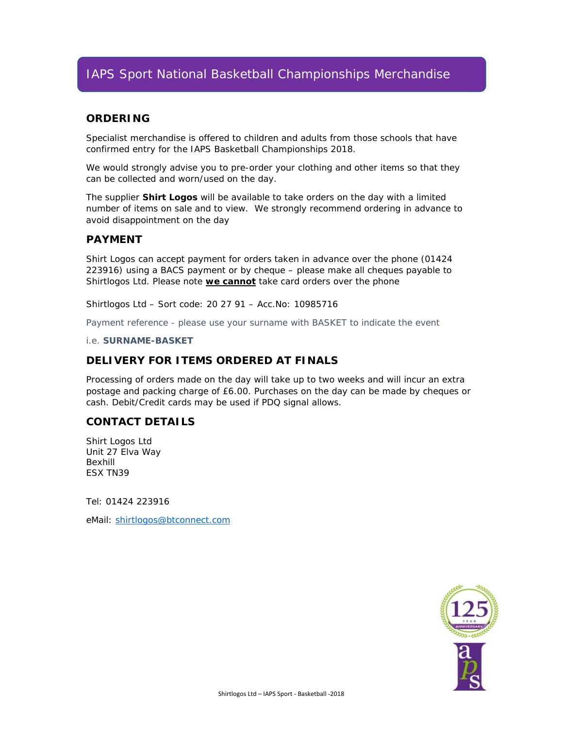# IAPS Sport National Basketball Championships Merchandise

## ORDERING

Specialist merchandise is offered to children and adults from those schools that have confirmed entry for the IAPS Basketball Championships 2018.

We would strongly advise you to pre-order your clothing and other items so that they can be collected and worn/used on the day.

The supplier **Shirt Logos** will be available to take orders on the day with a limited number of items on sale and to view. We strongly recommend ordering in advance to avoid disappointment on the day

## PAYMENT

Shirt Logos can accept payment for orders taken in advance over the phone (01424 223916) using a BACS payment or by cheque – please make all cheques payable to Shirtlogos Ltd. Please note **we cannot** take card orders over the phone

Shirtlogos Ltd – Sort code: 20 27 91 – Acc.No: 10985716

Payment reference - please use your surname with BASKET to indicate the event

i.e. **SURNAME-BASKET**

## DELIVERY FOR ITEMS ORDERED AT FINALS

Processing of orders made on the day will take up to two weeks and will incur an extra postage and packing charge of £6.00. Purchases on the day can be made by cheques or cash. Debit/Credit cards may be used if PDQ signal allows.

## CONTACT DETAILS

Shirt Logos Ltd
Unit 27 Elva Way
Bexhill
ESX TN39

Tel: 01424 223916

eMail: shirtlogos@btconnect.com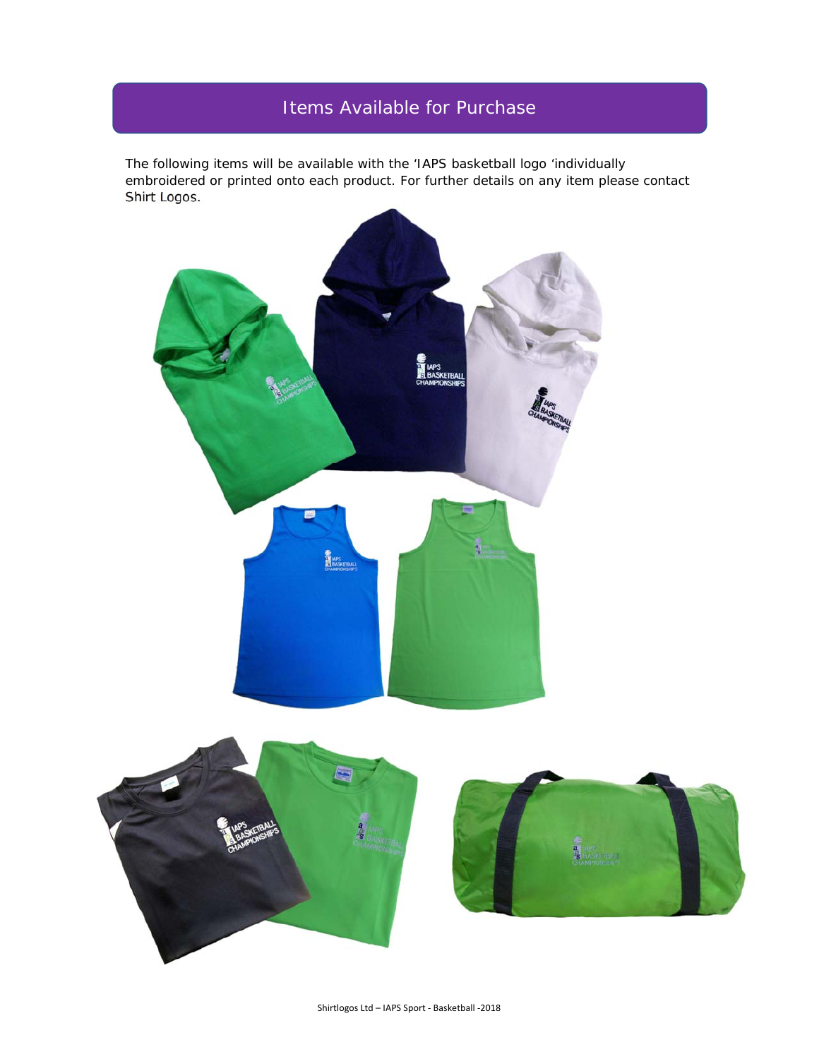# Items Available for Purchase

The following items will be available with the 'IAPS basketball logo 'individually embroidered or printed onto each product. For further details on any item please contact Shirt Logos.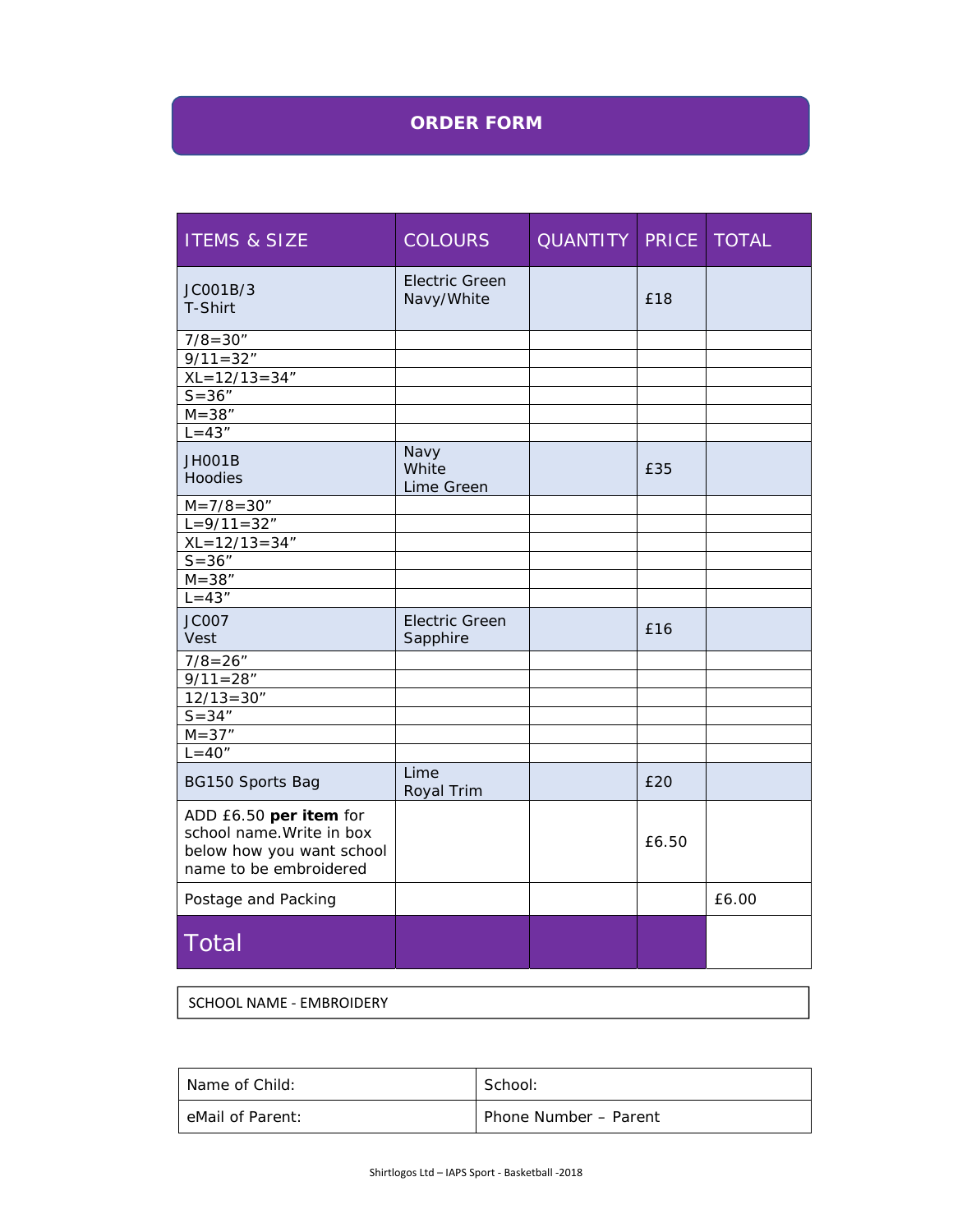# ORDER FORM

| ITEMS & SIZE | COLOURS | QUANTITY | PRICE | TOTAL |
|---|---|---|---|---|
| JC001B/3<br>T-Shirt | Electric Green<br>Navy/White | | £18 | |
| 7/8=30” | | | | |
| 9/11=32” | | | | |
| XL=12/13=34” | | | | |
| S=36” | | | | |
| M=38” | | | | |
| L=43” | | | | |
| JH001B<br>Hoodies | Navy<br>White<br>Lime Green | | £35 | |
| M=7/8=30” | | | | |
| L=9/11=32” | | | | |
| XL=12/13=34” | | | | |
| S=36” | | | | |
| M=38” | | | | |
| L=43” | | | | |
| JC007<br>Vest | Electric Green<br>Sapphire | | £16 | |
| 7/8=26” | | | | |
| 9/11=28” | | | | |
| 12/13=30” | | | | |
| S=34” | | | | |
| M=37” | | | | |
| L=40” | | | | |
| BG150 Sports Bag | Lime<br>Royal Trim | | £20 | |
| ADD £6.50 **per item** for school name.Write in box below how you want school name to be embroidered | | | £6.50 | |
| Postage and Packing | | | | £6.00 |
| Total | | | | |

| SCHOOL NAME - EMBROIDERY |
|---|
| |

| | |
|---|---|
| Name of Child: | School: |
| eMail of Parent: | Phone Number – Parent |

Shirtlogos Ltd – IAPS Sport - Basketball -2018